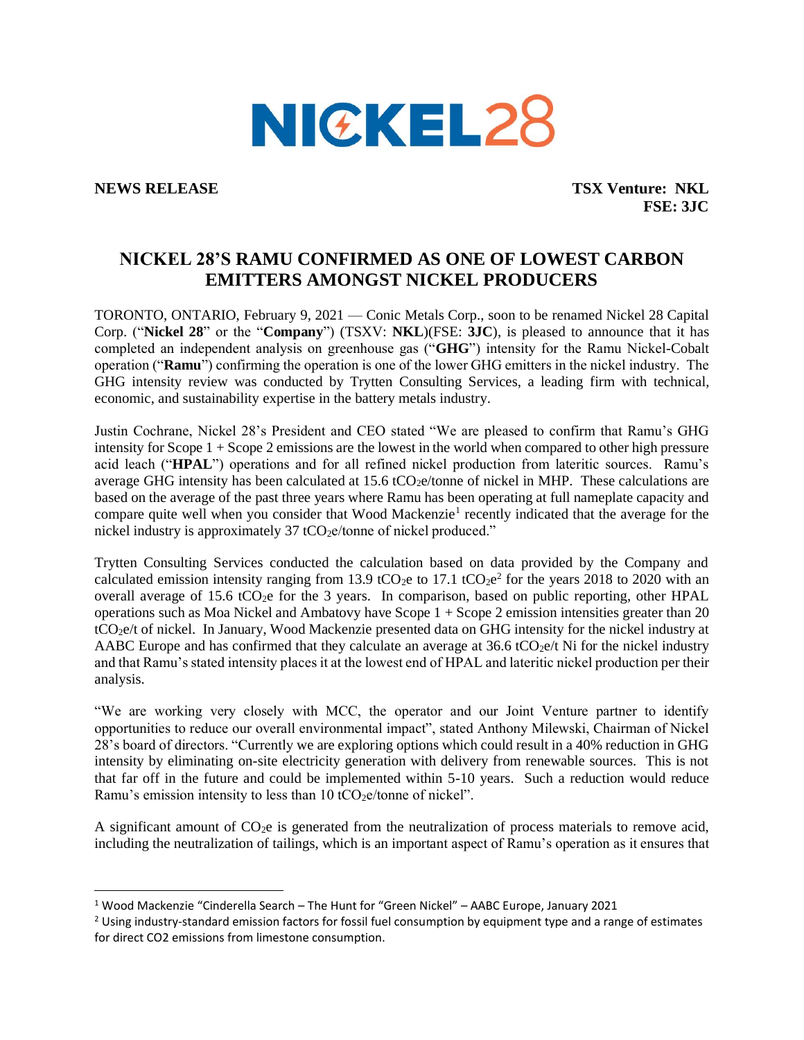NICKEL28

**NEWS RELEASE** **TSX Venture: NKL**
**FSE: 3JC**

# NICKEL 28'S RAMU CONFIRMED AS ONE OF LOWEST CARBON EMITTERS AMONGST NICKEL PRODUCERS

TORONTO, ONTARIO, February 9, 2021 — Conic Metals Corp., soon to be renamed Nickel 28 Capital Corp. ("**Nickel 28**" or the "**Company**") (TSXV: **NKL**)(FSE: **3JC**), is pleased to announce that it has completed an independent analysis on greenhouse gas ("**GHG**") intensity for the Ramu Nickel-Cobalt operation ("**Ramu**") confirming the operation is one of the lower GHG emitters in the nickel industry. The GHG intensity review was conducted by Trytten Consulting Services, a leading firm with technical, economic, and sustainability expertise in the battery metals industry.

Justin Cochrane, Nickel 28's President and CEO stated "We are pleased to confirm that Ramu's GHG intensity for Scope 1 + Scope 2 emissions are the lowest in the world when compared to other high pressure acid leach ("**HPAL**") operations and for all refined nickel production from lateritic sources. Ramu's average GHG intensity has been calculated at 15.6 $tCO_2e$/tonne of nickel in MHP. These calculations are based on the average of the past three years where Ramu has been operating at full nameplate capacity and compare quite well when you consider that Wood Mackenzie[1] recently indicated that the average for the nickel industry is approximately 37 $tCO_2e$/tonne of nickel produced."

Trytten Consulting Services conducted the calculation based on data provided by the Company and calculated emission intensity ranging from 13.9 $tCO_2e$ to 17.1 $tCO_2e$[2] for the years 2018 to 2020 with an overall average of 15.6 $tCO_2e$ for the 3 years. In comparison, based on public reporting, other HPAL operations such as Moa Nickel and Ambatovy have Scope 1 + Scope 2 emission intensities greater than 20 $tCO_2e$/t of nickel. In January, Wood Mackenzie presented data on GHG intensity for the nickel industry at AABC Europe and has confirmed that they calculate an average at 36.6 $tCO_2e$/t Ni for the nickel industry and that Ramu's stated intensity places it at the lowest end of HPAL and lateritic nickel production per their analysis.

"We are working very closely with MCC, the operator and our Joint Venture partner to identify opportunities to reduce our overall environmental impact", stated Anthony Milewski, Chairman of Nickel 28's board of directors. "Currently we are exploring options which could result in a 40% reduction in GHG intensity by eliminating on-site electricity generation with delivery from renewable sources. This is not that far off in the future and could be implemented within 5-10 years. Such a reduction would reduce Ramu's emission intensity to less than 10 $tCO_2e$/tonne of nickel".

A significant amount of $CO_2e$ is generated from the neutralization of process materials to remove acid, including the neutralization of tailings, which is an important aspect of Ramu's operation as it ensures that

---

[1] Wood Mackenzie "Cinderella Search – The Hunt for "Green Nickel" – AABC Europe, January 2021

[2] Using industry-standard emission factors for fossil fuel consumption by equipment type and a range of estimates for direct CO2 emissions from limestone consumption.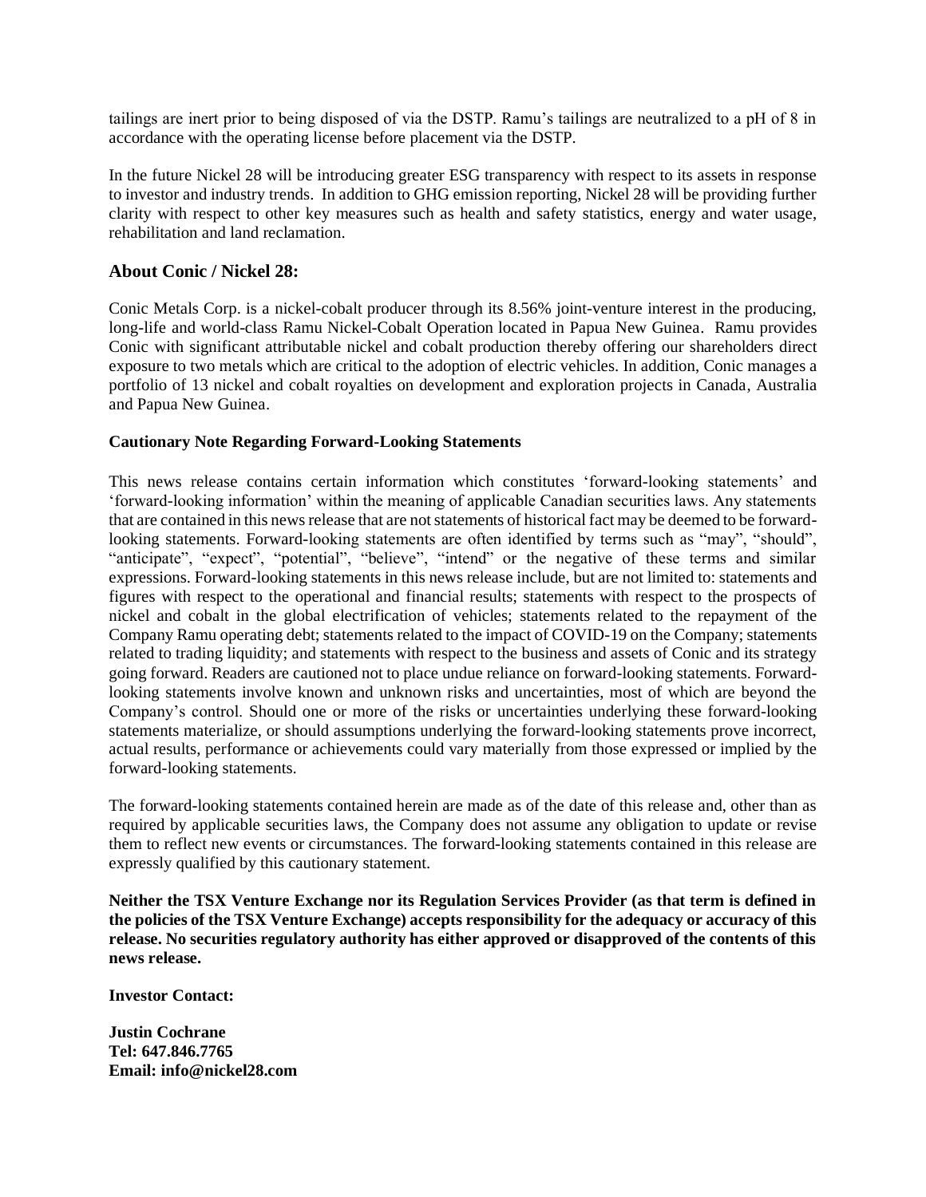tailings are inert prior to being disposed of via the DSTP. Ramu's tailings are neutralized to a pH of 8 in accordance with the operating license before placement via the DSTP.

In the future Nickel 28 will be introducing greater ESG transparency with respect to its assets in response to investor and industry trends. In addition to GHG emission reporting, Nickel 28 will be providing further clarity with respect to other key measures such as health and safety statistics, energy and water usage, rehabilitation and land reclamation.

## About Conic / Nickel 28:

Conic Metals Corp. is a nickel-cobalt producer through its 8.56% joint-venture interest in the producing, long-life and world-class Ramu Nickel-Cobalt Operation located in Papua New Guinea. Ramu provides Conic with significant attributable nickel and cobalt production thereby offering our shareholders direct exposure to two metals which are critical to the adoption of electric vehicles. In addition, Conic manages a portfolio of 13 nickel and cobalt royalties on development and exploration projects in Canada, Australia and Papua New Guinea.

**Cautionary Note Regarding Forward-Looking Statements**

This news release contains certain information which constitutes 'forward-looking statements' and 'forward-looking information' within the meaning of applicable Canadian securities laws. Any statements that are contained in this news release that are not statements of historical fact may be deemed to be forward-looking statements. Forward-looking statements are often identified by terms such as "may", "should", "anticipate", "expect", "potential", "believe", "intend" or the negative of these terms and similar expressions. Forward-looking statements in this news release include, but are not limited to: statements and figures with respect to the operational and financial results; statements with respect to the prospects of nickel and cobalt in the global electrification of vehicles; statements related to the repayment of the Company Ramu operating debt; statements related to the impact of COVID-19 on the Company; statements related to trading liquidity; and statements with respect to the business and assets of Conic and its strategy going forward. Readers are cautioned not to place undue reliance on forward-looking statements. Forward-looking statements involve known and unknown risks and uncertainties, most of which are beyond the Company's control. Should one or more of the risks or uncertainties underlying these forward-looking statements materialize, or should assumptions underlying the forward-looking statements prove incorrect, actual results, performance or achievements could vary materially from those expressed or implied by the forward-looking statements.

The forward-looking statements contained herein are made as of the date of this release and, other than as required by applicable securities laws, the Company does not assume any obligation to update or revise them to reflect new events or circumstances. The forward-looking statements contained in this release are expressly qualified by this cautionary statement.

**Neither the TSX Venture Exchange nor its Regulation Services Provider (as that term is defined in the policies of the TSX Venture Exchange) accepts responsibility for the adequacy or accuracy of this release. No securities regulatory authority has either approved or disapproved of the contents of this news release.**

**Investor Contact:**

**Justin Cochrane**
**Tel: 647.846.7765**
**Email: info@nickel28.com**